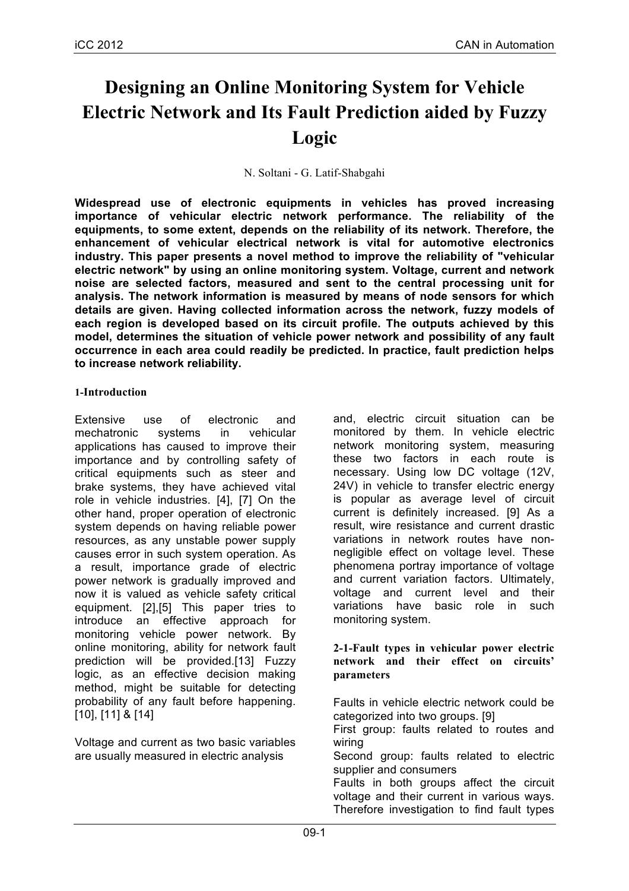# Designing an Online Monitoring System for Vehicle Electric Network and Its Fault Prediction aided by Fuzzy Logic

N. Soltani - G. Latif-Shabgahi

**Widespread use of electronic equipments in vehicles has proved increasing importance of vehicular electric network performance. The reliability of the equipments, to some extent, depends on the reliability of its network. Therefore, the enhancement of vehicular electrical network is vital for automotive electronics industry. This paper presents a novel method to improve the reliability of "vehicular electric network" by using an online monitoring system. Voltage, current and network noise are selected factors, measured and sent to the central processing unit for analysis. The network information is measured by means of node sensors for which details are given. Having collected information across the network, fuzzy models of each region is developed based on its circuit profile. The outputs achieved by this model, determines the situation of vehicle power network and possibility of any fault occurrence in each area could readily be predicted. In practice, fault prediction helps to increase network reliability.**

## 1-Introduction

Extensive use of electronic and mechatronic systems in vehicular applications has caused to improve their importance and by controlling safety of critical equipments such as steer and brake systems, they have achieved vital role in vehicle industries. [4], [7] On the other hand, proper operation of electronic system depends on having reliable power resources, as any unstable power supply causes error in such system operation. As a result, importance grade of electric power network is gradually improved and now it is valued as vehicle safety critical equipment. [2],[5] This paper tries to introduce an effective approach for monitoring vehicle power network. By online monitoring, ability for network fault prediction will be provided.[13] Fuzzy logic, as an effective decision making method, might be suitable for detecting probability of any fault before happening. [10], [11] & [14]

Voltage and current as two basic variables are usually measured in electric analysis and, electric circuit situation can be monitored by them. In vehicle electric network monitoring system, measuring these two factors in each route is necessary. Using low DC voltage (12V, 24V) in vehicle to transfer electric energy is popular as average level of circuit current is definitely increased. [9] As a result, wire resistance and current drastic variations in network routes have non-negligible effect on voltage level. These phenomena portray importance of voltage and current variation factors. Ultimately, voltage and current level and their variations have basic role in such monitoring system.

### 2-1-Fault types in vehicular power electric network and their effect on circuits' parameters

Faults in vehicle electric network could be categorized into two groups. [9]

First group: faults related to routes and wiring

Second group: faults related to electric supplier and consumers

Faults in both groups affect the circuit voltage and their current in various ways. Therefore investigation to find fault types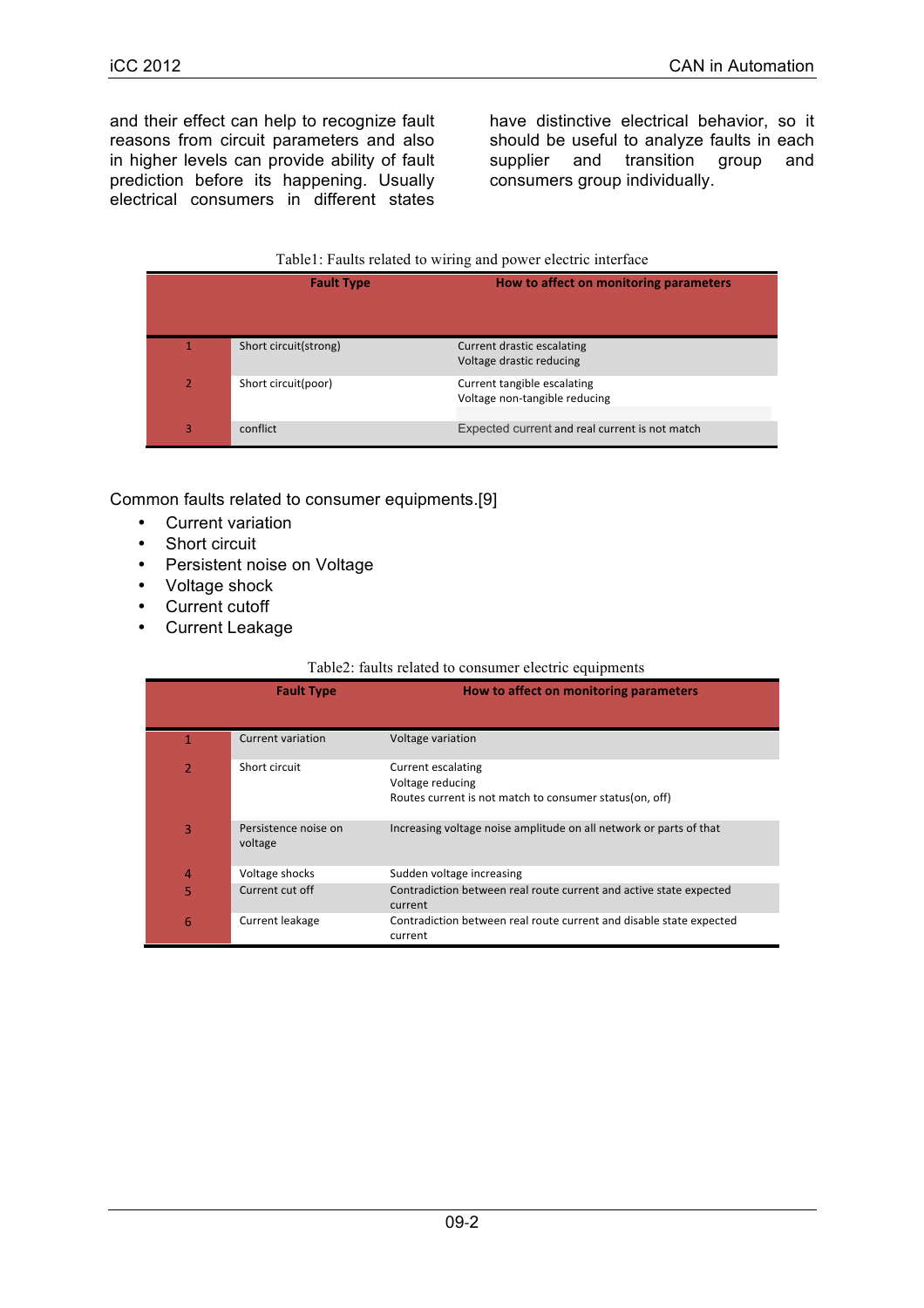and their effect can help to recognize fault reasons from circuit parameters and also in higher levels can provide ability of fault prediction before its happening. Usually electrical consumers in different states have distinctive electrical behavior, so it should be useful to analyze faults in each supplier and transition group and consumers group individually.

Table1: Faults related to wiring and power electric interface

| | Fault Type | How to affect on monitoring parameters |
|---|---|---|
| 1 | Short circuit(strong) | Current drastic escalating<br>Voltage drastic reducing |
| 2 | Short circuit(poor) | Current tangible escalating<br>Voltage non-tangible reducing |
| 3 | conflict | Expected current and real current is not match |

Common faults related to consumer equipments.[9]

- Current variation
- Short circuit
- Persistent noise on Voltage
- Voltage shock
- Current cutoff
- Current Leakage

Table2: faults related to consumer electric equipments

| | Fault Type | How to affect on monitoring parameters |
|---|---|---|
| 1 | Current variation | Voltage variation |
| 2 | Short circuit | Current escalating<br>Voltage reducing<br>Routes current is not match to consumer status(on, off) |
| 3 | Persistence noise on voltage | Increasing voltage noise amplitude on all network or parts of that |
| 4 | Voltage shocks | Sudden voltage increasing |
| 5 | Current cut off | Contradiction between real route current and active state expected current |
| 6 | Current leakage | Contradiction between real route current and disable state expected current |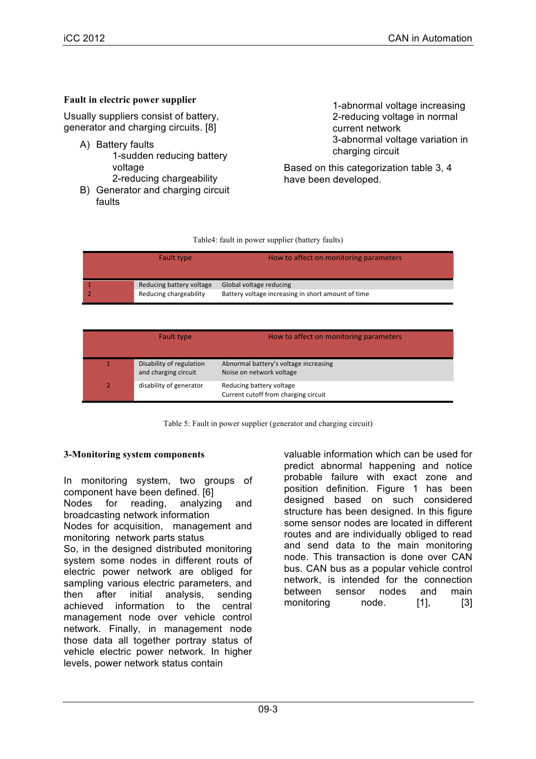**Fault in electric power supplier**

Usually suppliers consist of battery, generator and charging circuits. [8]

A) Battery faults
   1-sudden reducing battery voltage
   2-reducing chargeability
B) Generator and charging circuit faults
   1-abnormal voltage increasing
   2-reducing voltage in normal current network
   3-abnormal voltage variation in charging circuit

Based on this categorization table 3, 4 have been developed.

Table4: fault in power supplier (battery faults)

| | Fault type | How to affect on monitoring parameters |
|---|---|---|
| 1 | Reducing battery voltage | Global voltage reducing |
| 2 | Reducing chargeability | Battery voltage increasing in short amount of time |

| | Fault type | How to affect on monitoring parameters |
|---|---|---|
| 1 | Disability of regulation and charging circuit | Abnormal battery's voltage increasing<br>Noise on network voltage |
| 2 | disability of generator | Reducing battery voltage<br>Current cutoff from charging circuit |

Table 5: Fault in power supplier (generator and charging circuit)

**3-Monitoring system components**

In monitoring system, two groups of component have been defined. [6]
Nodes for reading, analyzing and broadcasting network information
Nodes for acquisition, management and monitoring network parts status
So, in the designed distributed monitoring system some nodes in different routs of electric power network are obliged for sampling various electric parameters, and then after initial analysis, sending achieved information to the central management node over vehicle control network. Finally, in management node those data all together portray status of vehicle electric power network. In higher levels, power network status contain valuable information which can be used for predict abnormal happening and notice probable failure with exact zone and position definition. Figure 1 has been designed based on such considered structure has been designed. In this figure some sensor nodes are located in different routes and are individually obliged to read and send data to the main monitoring node. This transaction is done over CAN bus. CAN bus as a popular vehicle control network, is intended for the connection between sensor nodes and main monitoring node. [1], [3]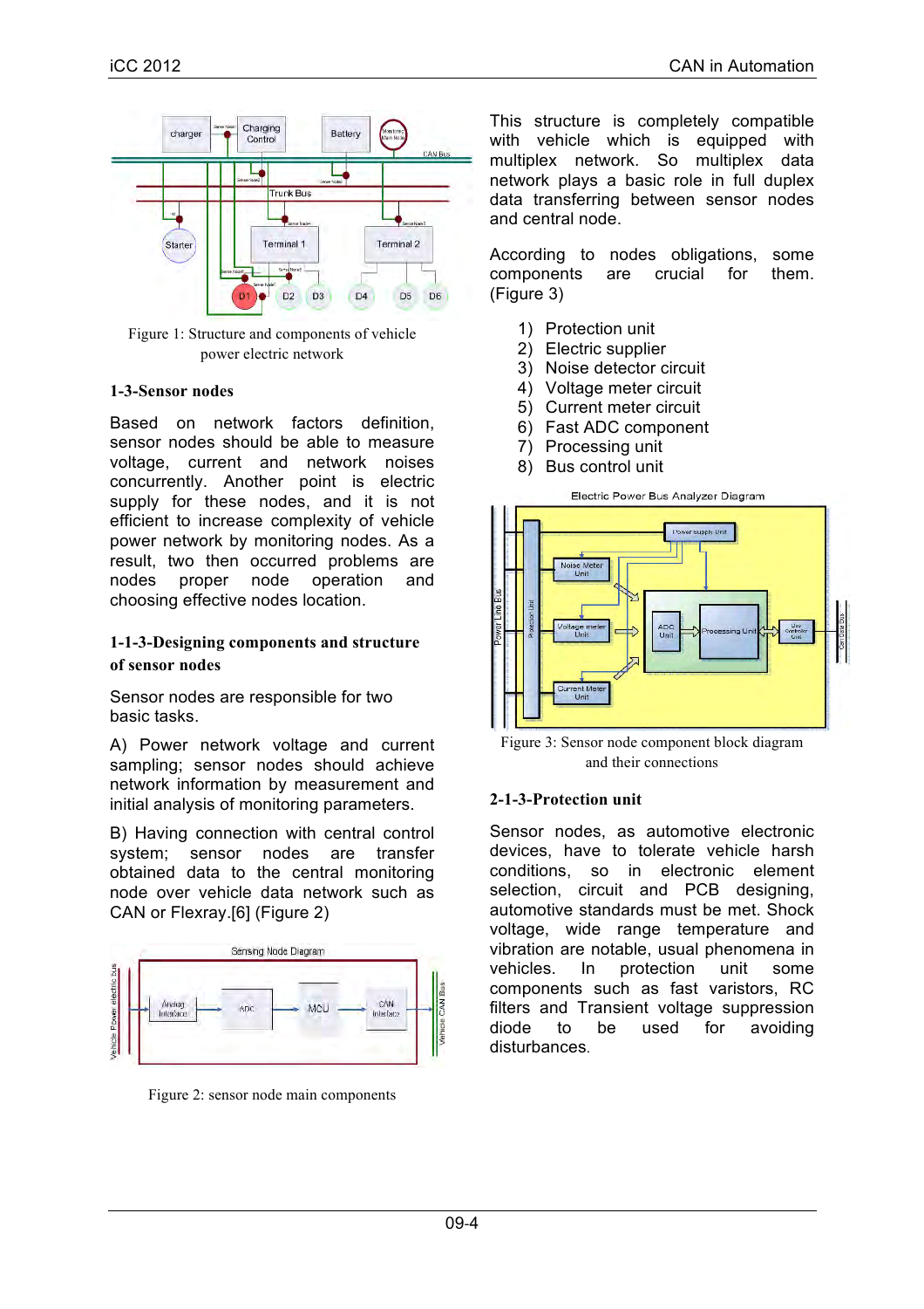Figure 1: Structure and components of vehicle power electric network

### 1-3-Sensor nodes

Based on network factors definition, sensor nodes should be able to measure voltage, current and network noises concurrently. Another point is electric supply for these nodes, and it is not efficient to increase complexity of vehicle power network by monitoring nodes. As a result, two then occurred problems are nodes proper node operation and choosing effective nodes location.

### 1-1-3-Designing components and structure of sensor nodes

Sensor nodes are responsible for two basic tasks.

A) Power network voltage and current sampling; sensor nodes should achieve network information by measurement and initial analysis of monitoring parameters.

B) Having connection with central control system; sensor nodes are transfer obtained data to the central monitoring node over vehicle data network such as CAN or Flexray.[6] (Figure 2)

Figure 2: sensor node main components

This structure is completely compatible with vehicle which is equipped with multiplex network. So multiplex data network plays a basic role in full duplex data transferring between sensor nodes and central node.

According to nodes obligations, some components are crucial for them. (Figure 3)

1) Protection unit
2) Electric supplier
3) Noise detector circuit
4) Voltage meter circuit
5) Current meter circuit
6) Fast ADC component
7) Processing unit
8) Bus control unit

Figure 3: Sensor node component block diagram and their connections

### 2-1-3-Protection unit

Sensor nodes, as automotive electronic devices, have to tolerate vehicle harsh conditions, so in electronic element selection, circuit and PCB designing, automotive standards must be met. Shock voltage, wide range temperature and vibration are notable, usual phenomena in vehicles. In protection unit some components such as fast varistors, RC filters and Transient voltage suppression diode to be used for avoiding disturbances.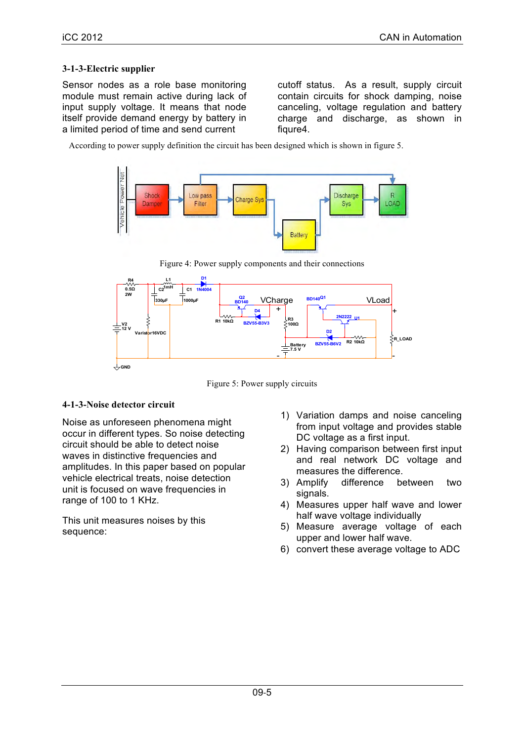### 3-1-3-Electric supplier

Sensor nodes as a role base monitoring module must remain active during lack of input supply voltage. It means that node itself provide demand energy by battery in a limited period of time and send current cutoff status. As a result, supply circuit contain circuits for shock damping, noise canceling, voltage regulation and battery charge and discharge, as shown in fiqure4.

According to power supply definition the circuit has been designed which is shown in figure 5.

Figure 4: Power supply components and their connections

Figure 5: Power supply circuits

### 4-1-3-Noise detector circuit

Noise as unforeseen phenomena might occur in different types. So noise detecting circuit should be able to detect noise waves in distinctive frequencies and amplitudes. In this paper based on popular vehicle electrical treats, noise detection unit is focused on wave frequencies in range of 100 to 1 KHz.

This unit measures noises by this sequence:

1) Variation damps and noise canceling from input voltage and provides stable DC voltage as a first input.
2) Having comparison between first input and real network DC voltage and measures the difference.
3) Amplify difference between two signals.
4) Measures upper half wave and lower half wave voltage individually
5) Measure average voltage of each upper and lower half wave.
6) convert these average voltage to ADC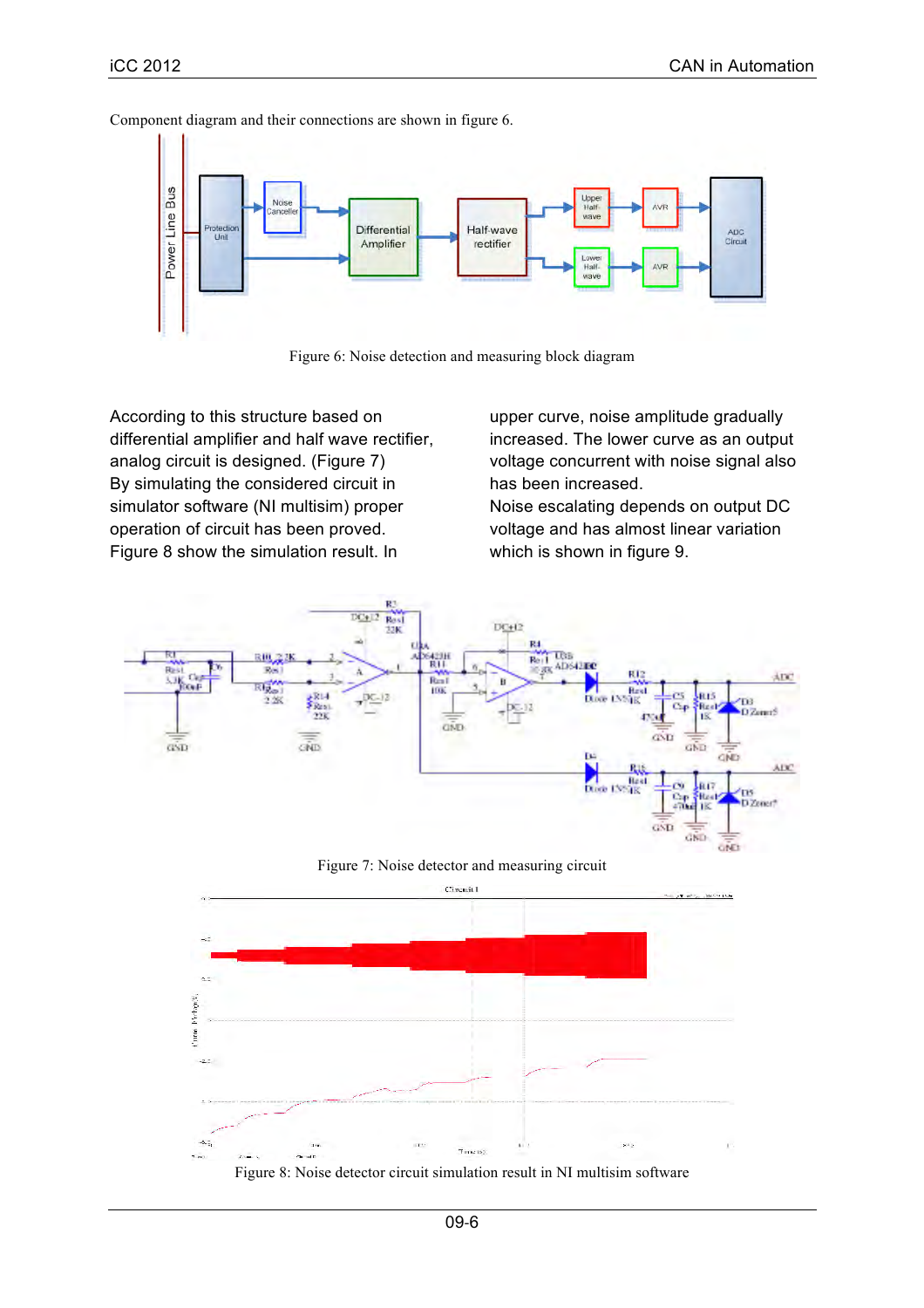Component diagram and their connections are shown in figure 6.

Figure 6: Noise detection and measuring block diagram

According to this structure based on differential amplifier and half wave rectifier, analog circuit is designed. (Figure 7)
By simulating the considered circuit in simulator software (NI multisim) proper operation of circuit has been proved.
Figure 8 show the simulation result. In upper curve, noise amplitude gradually increased. The lower curve as an output voltage concurrent with noise signal also has been increased.
Noise escalating depends on output DC voltage and has almost linear variation which is shown in figure 9.

Figure 7: Noise detector and measuring circuit

Figure 8: Noise detector circuit simulation result in NI multisim software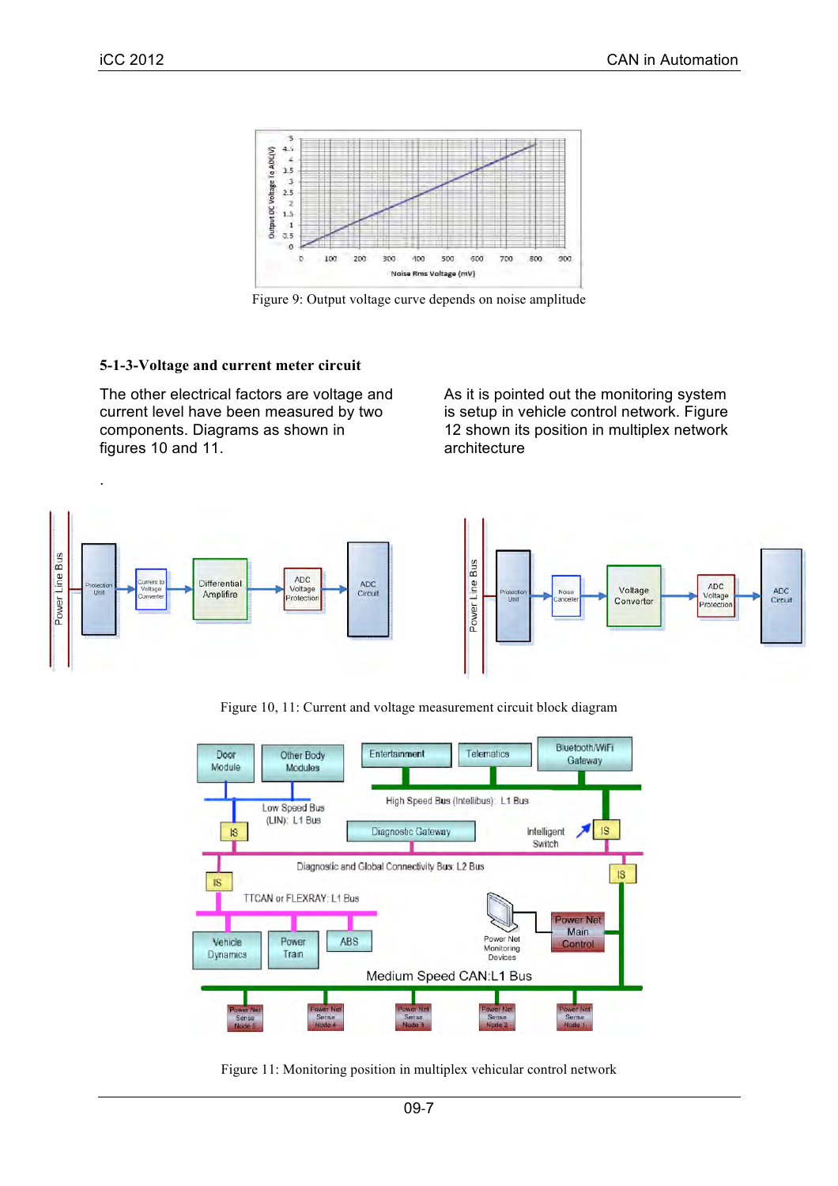Figure 9: Output voltage curve depends on noise amplitude

### 5-1-3-Voltage and current meter circuit

The other electrical factors are voltage and current level have been measured by two components. Diagrams as shown in figures 10 and 11.

As it is pointed out the monitoring system is setup in vehicle control network. Figure 12 shown its position in multiplex network architecture

.

Figure 10, 11: Current and voltage measurement circuit block diagram

Figure 11: Monitoring position in multiplex vehicular control network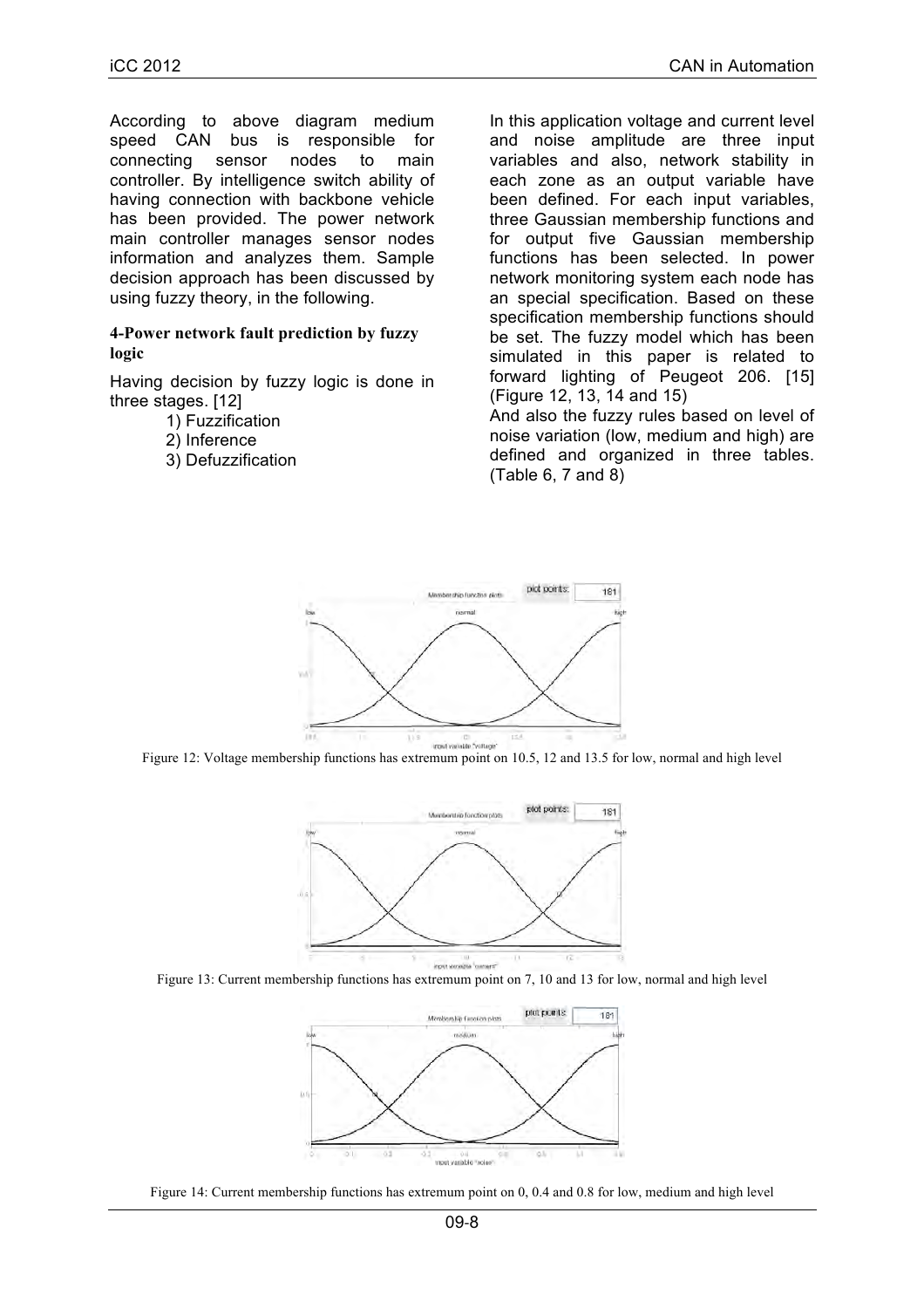According to above diagram medium speed CAN bus is responsible for connecting sensor nodes to main controller. By intelligence switch ability of having connection with backbone vehicle has been provided. The power network main controller manages sensor nodes information and analyzes them. Sample decision approach has been discussed by using fuzzy theory, in the following.

### 4-Power network fault prediction by fuzzy logic

Having decision by fuzzy logic is done in three stages. [12]

1) Fuzzification
2) Inference
3) Defuzzification

In this application voltage and current level and noise amplitude are three input variables and also, network stability in each zone as an output variable have been defined. For each input variables, three Gaussian membership functions and for output five Gaussian membership functions has been selected. In power network monitoring system each node has an special specification. Based on these specification membership functions should be set. The fuzzy model which has been simulated in this paper is related to forward lighting of Peugeot 206. [15] (Figure 12, 13, 14 and 15)

And also the fuzzy rules based on level of noise variation (low, medium and high) are defined and organized in three tables. (Table 6, 7 and 8)

Figure 12: Voltage membership functions has extremum point on 10.5, 12 and 13.5 for low, normal and high level

Figure 13: Current membership functions has extremum point on 7, 10 and 13 for low, normal and high level

Figure 14: Current membership functions has extremum point on 0, 0.4 and 0.8 for low, medium and high level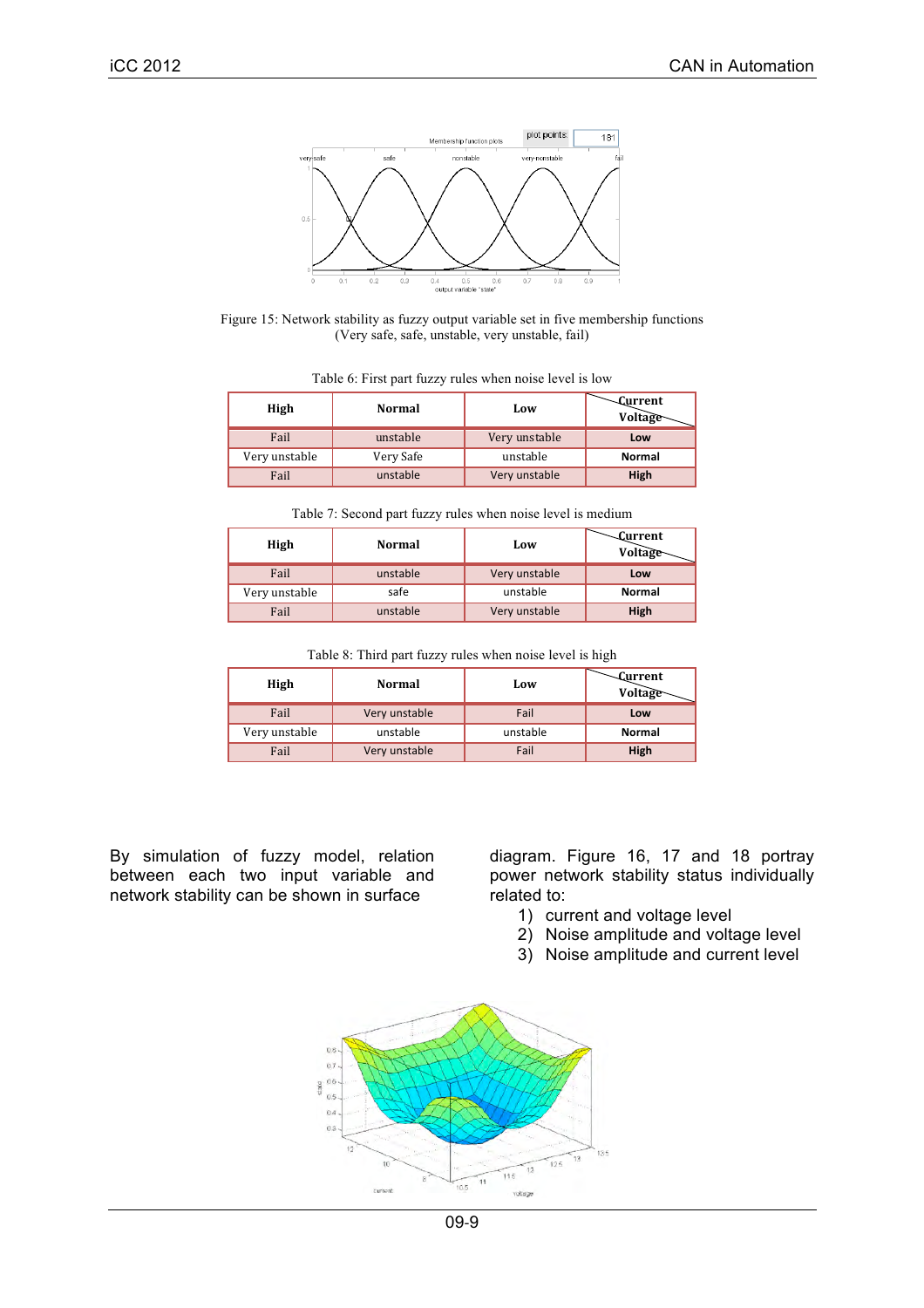Figure 15: Network stability as fuzzy output variable set in five membership functions (Very safe, safe, unstable, very unstable, fail)

Table 6: First part fuzzy rules when noise level is low

| High | Normal | Low | Current / Voltage |
|---|---|---|---|
| Fail | unstable | Very unstable | **Low** |
| Very unstable | Very Safe | unstable | **Normal** |
| Fail | unstable | Very unstable | **High** |

Table 7: Second part fuzzy rules when noise level is medium

| High | Normal | Low | Current / Voltage |
|---|---|---|---|
| Fail | unstable | Very unstable | **Low** |
| Very unstable | safe | unstable | **Normal** |
| Fail | unstable | Very unstable | **High** |

Table 8: Third part fuzzy rules when noise level is high

| High | Normal | Low | Current / Voltage |
|---|---|---|---|
| Fail | Very unstable | Fail | **Low** |
| Very unstable | unstable | unstable | **Normal** |
| Fail | Very unstable | Fail | **High** |

By simulation of fuzzy model, relation between each two input variable and network stability can be shown in surface diagram. Figure 16, 17 and 18 portray power network stability status individually related to:

1) current and voltage level
2) Noise amplitude and voltage level
3) Noise amplitude and current level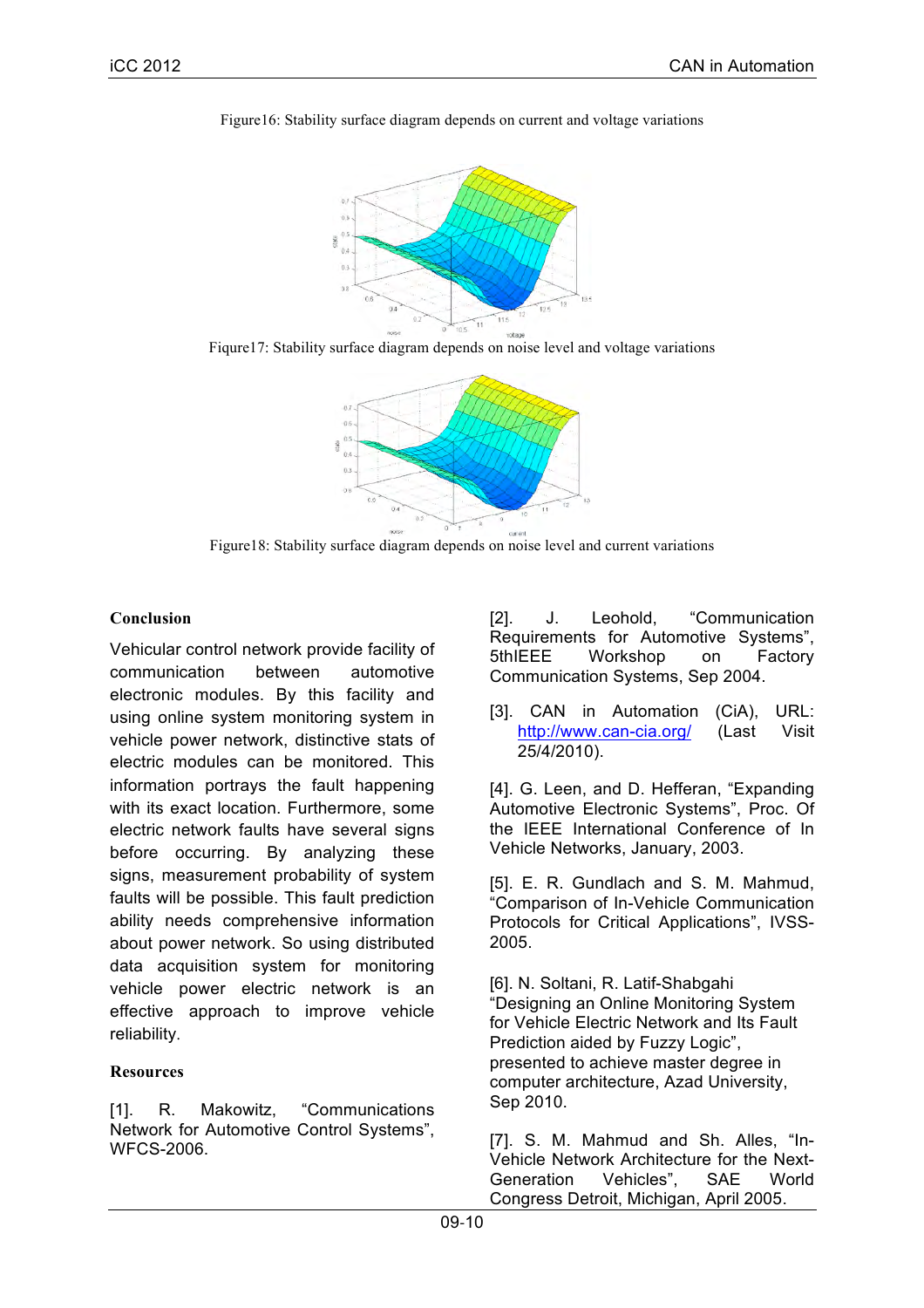Figure16: Stability surface diagram depends on current and voltage variations

Fiqure17: Stability surface diagram depends on noise level and voltage variations

Figure18: Stability surface diagram depends on noise level and current variations

**Conclusion**

Vehicular control network provide facility of communication between automotive electronic modules. By this facility and using online system monitoring system in vehicle power network, distinctive stats of electric modules can be monitored. This information portrays the fault happening with its exact location. Furthermore, some electric network faults have several signs before occurring. By analyzing these signs, measurement probability of system faults will be possible. This fault prediction ability needs comprehensive information about power network. So using distributed data acquisition system for monitoring vehicle power electric network is an effective approach to improve vehicle reliability.

**Resources**

[1]. R. Makowitz, "Communications Network for Automotive Control Systems", WFCS-2006.

[2]. J. Leohold, "Communication Requirements for Automotive Systems", 5thIEEE Workshop on Factory Communication Systems, Sep 2004.

[3]. CAN in Automation (CiA), URL: http://www.can-cia.org/ (Last Visit 25/4/2010).

[4]. G. Leen, and D. Hefferan, "Expanding Automotive Electronic Systems", Proc. Of the IEEE International Conference of In Vehicle Networks, January, 2003.

[5]. E. R. Gundlach and S. M. Mahmud, "Comparison of In-Vehicle Communication Protocols for Critical Applications", IVSS-2005.

[6]. N. Soltani, R. Latif-Shabgahi "Designing an Online Monitoring System for Vehicle Electric Network and Its Fault Prediction aided by Fuzzy Logic", presented to achieve master degree in computer architecture, Azad University, Sep 2010.

[7]. S. M. Mahmud and Sh. Alles, "In-Vehicle Network Architecture for the Next-Generation Vehicles", SAE World Congress Detroit, Michigan, April 2005.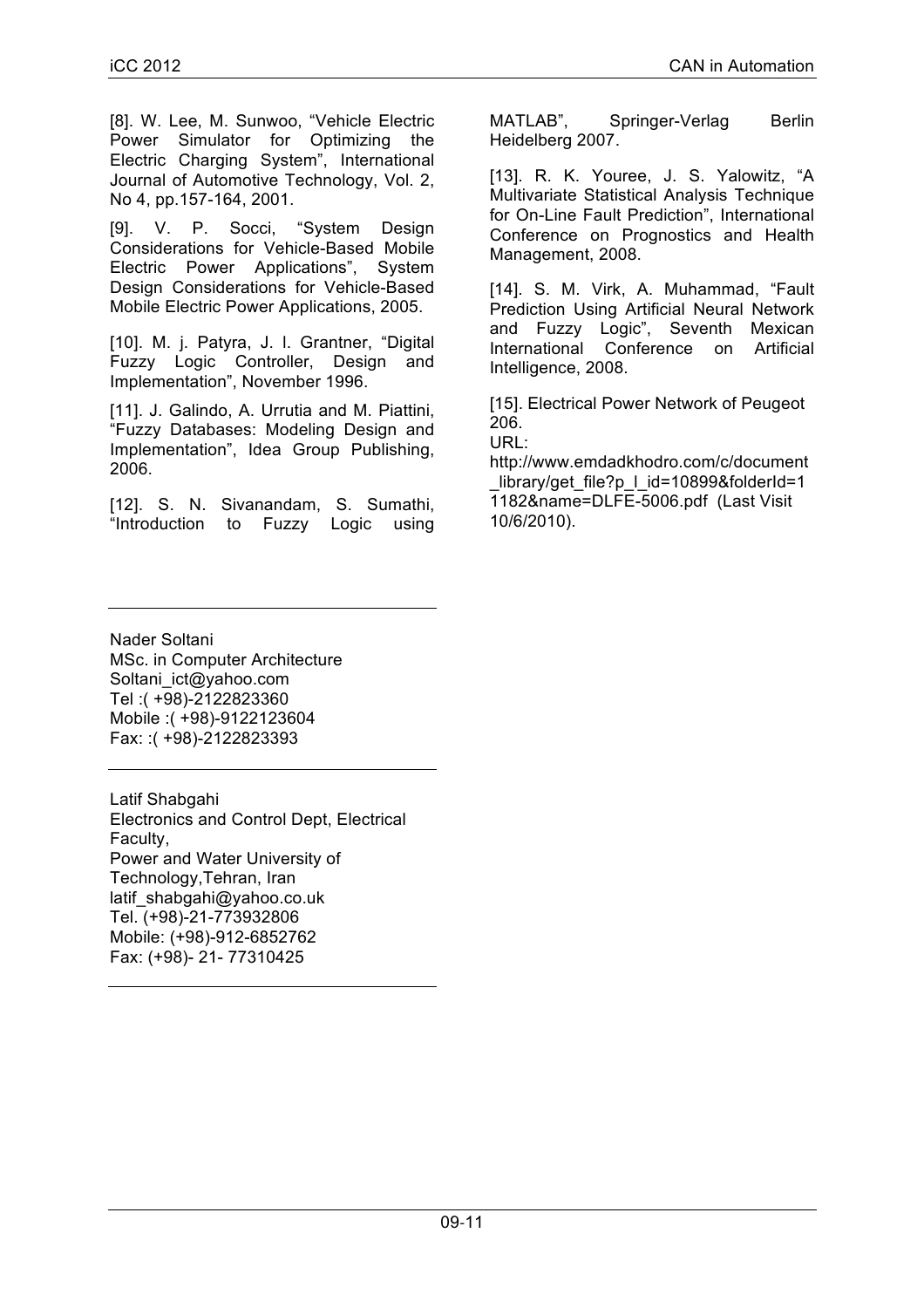[8]. W. Lee, M. Sunwoo, "Vehicle Electric Power Simulator for Optimizing the Electric Charging System", International Journal of Automotive Technology, Vol. 2, No 4, pp.157-164, 2001.

[9]. V. P. Socci, "System Design Considerations for Vehicle-Based Mobile Electric Power Applications", System Design Considerations for Vehicle-Based Mobile Electric Power Applications, 2005.

[10]. M. j. Patyra, J. l. Grantner, "Digital Fuzzy Logic Controller, Design and Implementation", November 1996.

[11]. J. Galindo, A. Urrutia and M. Piattini, "Fuzzy Databases: Modeling Design and Implementation", Idea Group Publishing, 2006.

[12]. S. N. Sivanandam, S. Sumathi, "Introduction to Fuzzy Logic using MATLAB", Springer-Verlag Berlin Heidelberg 2007.

[13]. R. K. Youree, J. S. Yalowitz, "A Multivariate Statistical Analysis Technique for On-Line Fault Prediction", International Conference on Prognostics and Health Management, 2008.

[14]. S. M. Virk, A. Muhammad, "Fault Prediction Using Artificial Neural Network and Fuzzy Logic", Seventh Mexican International Conference on Artificial Intelligence, 2008.

[15]. Electrical Power Network of Peugeot 206.
URL:
http://www.emdadkhodro.com/c/document_library/get_file?p_l_id=10899&folderId=11182&name=DLFE-5006.pdf (Last Visit 10/6/2010).

---

Nader Soltani
MSc. in Computer Architecture
Soltani_ict@yahoo.com
Tel :( +98)-2122823360
Mobile :( +98)-9122123604
Fax: :( +98)-2122823393

---

Latif Shabgahi
Electronics and Control Dept, Electrical Faculty,
Power and Water University of Technology,Tehran, Iran
latif_shabgahi@yahoo.co.uk
Tel. (+98)-21-773932806
Mobile: (+98)-912-6852762
Fax: (+98)- 21- 77310425